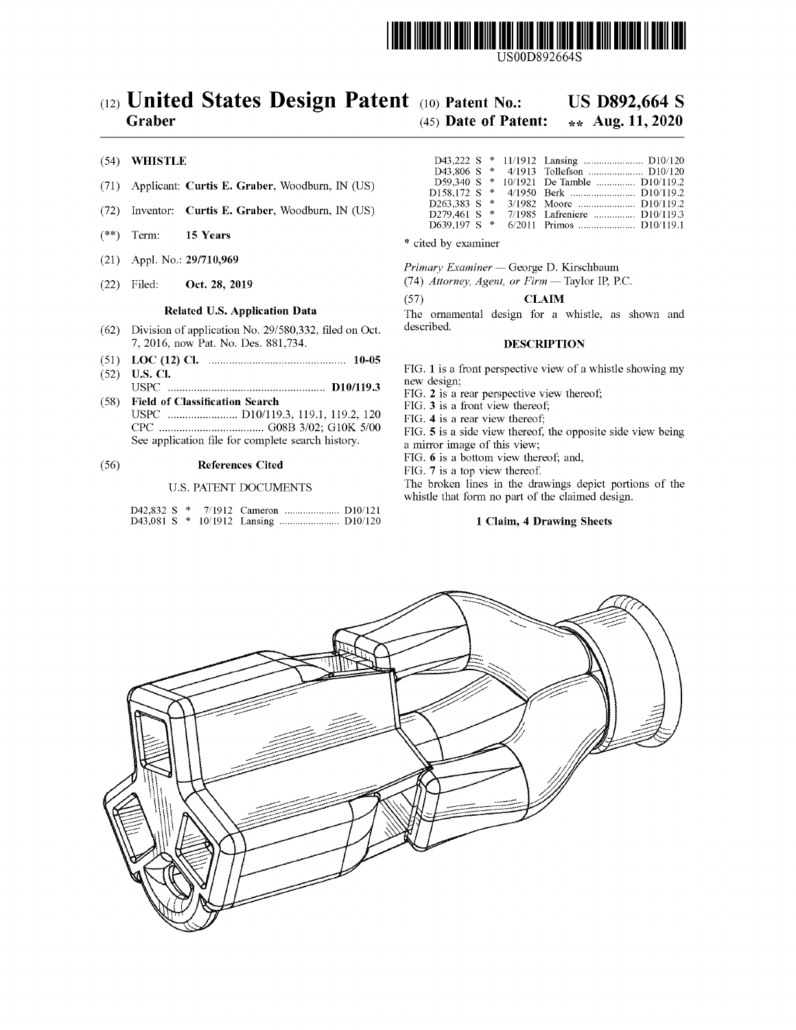US00D892664S

# (12) United States Design Patent

**Graber**

(10) **Patent No.:** **US D892,664 S**

(45) **Date of Patent:** ** **Aug. 11, 2020**

(54) **WHISTLE**

(71) Applicant: **Curtis E. Graber**, Woodburn, IN (US)

(72) Inventor: **Curtis E. Graber**, Woodburn, IN (US)

(**) Term: **15 Years**

(21) Appl. No.: **29/710,969**

(22) Filed: **Oct. 28, 2019**

### Related U.S. Application Data

(62) Division of application No. 29/580,332, filed on Oct. 7, 2016, now Pat. No. Des. 881,734.

(51) **LOC (12) Cl.** ............................................ **10-05**

(52) **U.S. Cl.**
USPC .................................................. **D10/119.3**

(58) **Field of Classification Search**
USPC ...................... D10/119.3, 119.1, 119.2, 120
CPC .................................. G08B 3/02; G10K 5/00
See application file for complete search history.

(56) **References Cited**

U.S. PATENT DOCUMENTS

| | | | | |
|---|---|---|---|---|
| D42,832 S | * | 7/1912 | Cameron | D10/121 |
| D43,081 S | * | 10/1912 | Lansing | D10/120 |
| D43,222 S | * | 11/1912 | Lansing | D10/120 |
| D43,806 S | * | 4/1913 | Tollefson | D10/120 |
| D59,340 S | * | 10/1921 | De Tamble | D10/119.2 |
| D158,172 S | * | 4/1950 | Berk | D10/119.2 |
| D263,383 S | * | 3/1982 | Moore | D10/119.2 |
| D279,461 S | * | 7/1985 | Lafreniere | D10/119.3 |
| D639,197 S | * | 6/2011 | Primos | D10/119.1 |

\* cited by examiner

*Primary Examiner* — George D. Kirschbaum

(74) *Attorney, Agent, or Firm* — Taylor IP, P.C.

(57) **CLAIM**

The ornamental design for a whistle, as shown and described.

### DESCRIPTION

FIG. **1** is a front perspective view of a whistle showing my new design;

FIG. **2** is a rear perspective view thereof;

FIG. **3** is a front view thereof;

FIG. **4** is a rear view thereof;

FIG. **5** is a side view thereof, the opposite side view being a mirror image of this view;

FIG. **6** is a bottom view thereof; and,

FIG. **7** is a top view thereof.

The broken lines in the drawings depict portions of the whistle that form no part of the claimed design.

**1 Claim, 4 Drawing Sheets**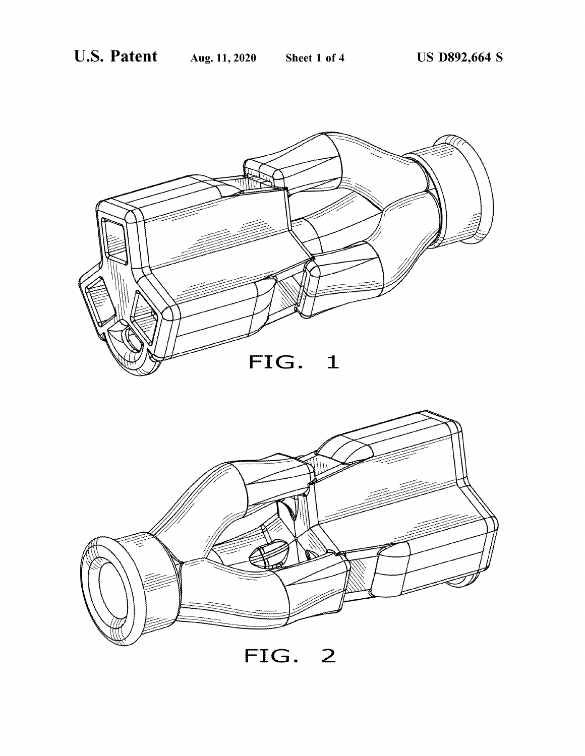FIG. 1

FIG. 2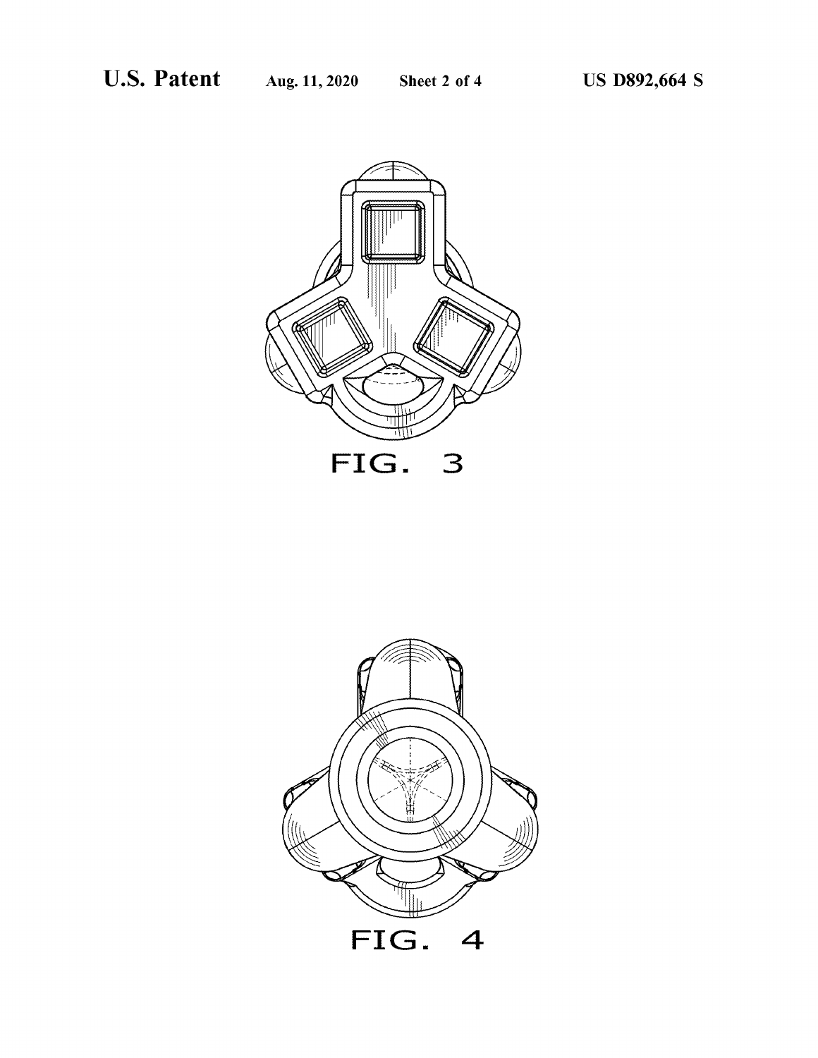FIG. 3

FIG. 4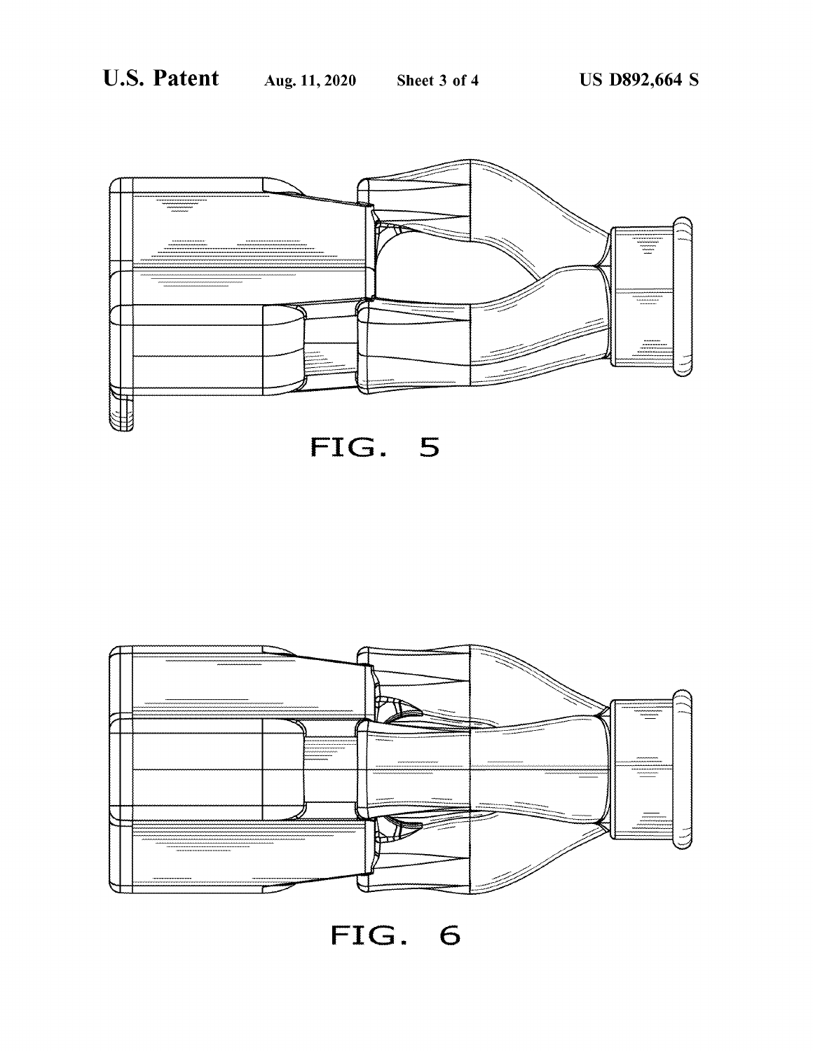FIG. 5

FIG. 6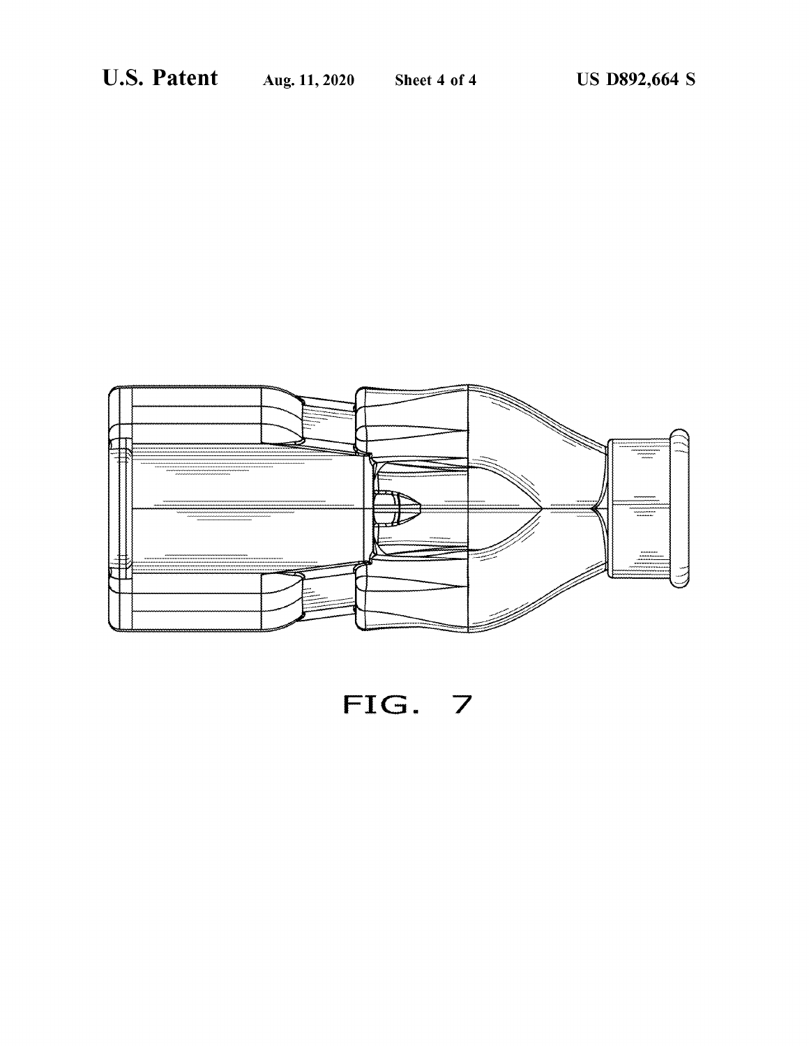FIG. 7